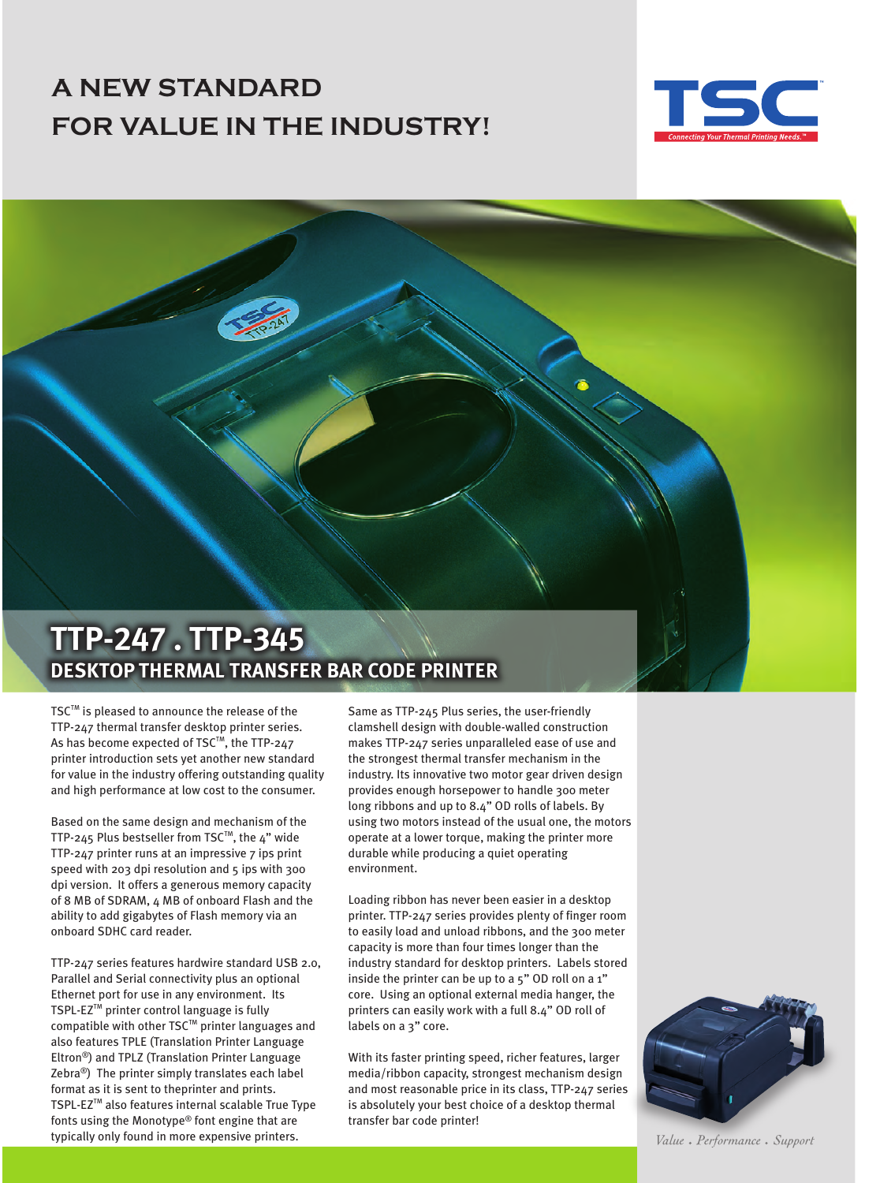# A NEW STANDARD FOR VALUE IN THE INDUSTRY!

TSC
Connecting Your Thermal Printing Needs.™

## TTP-247 . TTP-345

### DESKTOP THERMAL TRANSFER BAR CODE PRINTER

TSC™ is pleased to announce the release of the TTP-247 thermal transfer desktop printer series. As has become expected of TSC™, the TTP-247 printer introduction sets yet another new standard for value in the industry offering outstanding quality and high performance at low cost to the consumer.

Based on the same design and mechanism of the TTP-245 Plus bestseller from TSC™, the 4" wide TTP-247 printer runs at an impressive 7 ips print speed with 203 dpi resolution and 5 ips with 300 dpi version. It offers a generous memory capacity of 8 MB of SDRAM, 4 MB of onboard Flash and the ability to add gigabytes of Flash memory via an onboard SDHC card reader.

TTP-247 series features hardwire standard USB 2.0, Parallel and Serial connectivity plus an optional Ethernet port for use in any environment. Its TSPL-EZ™ printer control language is fully compatible with other TSC™ printer languages and also features TPLE (Translation Printer Language Eltron®) and TPLZ (Translation Printer Language Zebra®) The printer simply translates each label format as it is sent to theprinter and prints. TSPL-EZ™ also features internal scalable True Type fonts using the Monotype® font engine that are typically only found in more expensive printers.

Same as TTP-245 Plus series, the user-friendly clamshell design with double-walled construction makes TTP-247 series unparalleled ease of use and the strongest thermal transfer mechanism in the industry. Its innovative two motor gear driven design provides enough horsepower to handle 300 meter long ribbons and up to 8.4" OD rolls of labels. By using two motors instead of the usual one, the motors operate at a lower torque, making the printer more durable while producing a quiet operating environment.

Loading ribbon has never been easier in a desktop printer. TTP-247 series provides plenty of finger room to easily load and unload ribbons, and the 300 meter capacity is more than four times longer than the industry standard for desktop printers. Labels stored inside the printer can be up to a 5" OD roll on a 1" core. Using an optional external media hanger, the printers can easily work with a full 8.4" OD roll of labels on a 3" core.

With its faster printing speed, richer features, larger media/ribbon capacity, strongest mechanism design and most reasonable price in its class, TTP-247 series is absolutely your best choice of a desktop thermal transfer bar code printer!

*Value . Performance . Support*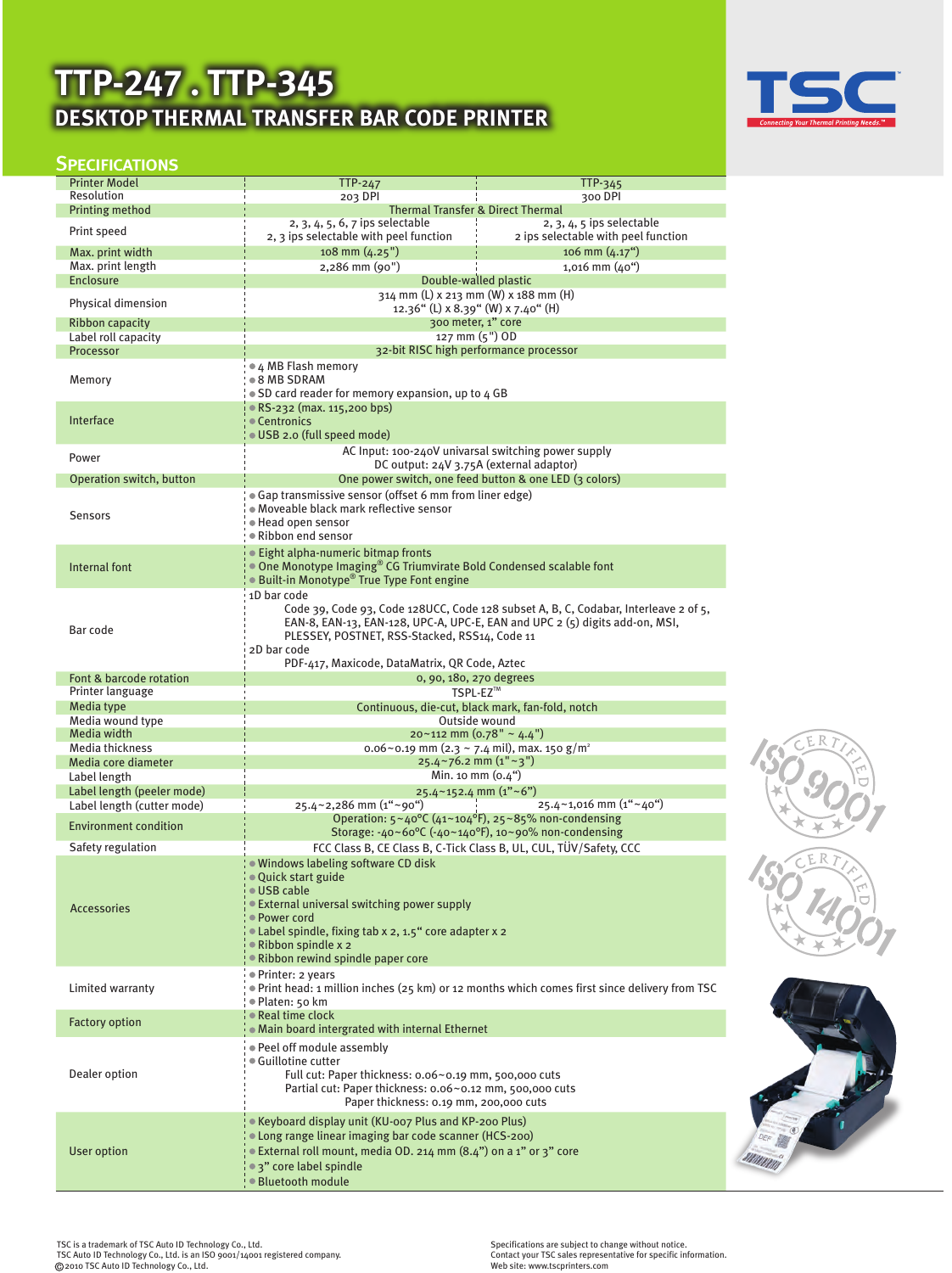# TTP-247 . TTP-345

## DESKTOP THERMAL TRANSFER BAR CODE PRINTER

TSC
Connecting Your Thermal Printing Needs.™

## Specifications

| Printer Model | TTP-247 | TTP-345 |
|---|---|---|
| Resolution | 203 DPI | 300 DPI |
| Printing method | Thermal Transfer & Direct Thermal | |
| Print speed | 2, 3, 4, 5, 6, 7 ips selectable<br>2, 3 ips selectable with peel function | 2, 3, 4, 5 ips selectable<br>2 ips selectable with peel function |
| Max. print width | 108 mm (4.25") | 106 mm (4.17") |
| Max. print length | 2,286 mm (90") | 1,016 mm (40") |
| Enclosure | Double-walled plastic | |
| Physical dimension | 314 mm (L) x 213 mm (W) x 188 mm (H)<br>12.36" (L) x 8.39" (W) x 7.40" (H) | |
| Ribbon capacity | 300 meter, 1" core | |
| Label roll capacity | 127 mm (5") OD | |
| Processor | 32-bit RISC high performance processor | |
| Memory | • 4 MB Flash memory<br>• 8 MB SDRAM<br>• SD card reader for memory expansion, up to 4 GB | |
| Interface | • RS-232 (max. 115,200 bps)<br>• Centronics<br>• USB 2.0 (full speed mode) | |
| Power | AC Input: 100-240V univarsal switching power supply<br>DC output: 24V 3.75A (external adaptor) | |
| Operation switch, button | One power switch, one feed button & one LED (3 colors) | |
| Sensors | • Gap transmissive sensor (offset 6 mm from liner edge)<br>• Moveable black mark reflective sensor<br>• Head open sensor<br>• Ribbon end sensor | |
| Internal font | • Eight alpha-numeric bitmap fronts<br>• One Monotype Imaging® CG Triumvirate Bold Condensed scalable font<br>• Built-in Monotype® True Type Font engine | |
| Bar code | 1D bar code<br>Code 39, Code 93, Code 128UCC, Code 128 subset A, B, C, Codabar, Interleave 2 of 5, EAN-8, EAN-13, EAN-128, UPC-A, UPC-E, EAN and UPC 2 (5) digits add-on, MSI, PLESSEY, POSTNET, RSS-Stacked, RSS14, Code 11<br>2D bar code<br>PDF-417, Maxicode, DataMatrix, QR Code, Aztec | |
| Font & barcode rotation | 0, 90, 180, 270 degrees | |
| Printer language | TSPL-EZ™ | |
| Media type | Continuous, die-cut, black mark, fan-fold, notch | |
| Media wound type | Outside wound | |
| Media width | 20~112 mm (0.78" ~ 4.4") | |
| Media thickness | 0.06~0.19 mm (2.3 ~ 7.4 mil), max. 150 g/m² | |
| Media core diameter | 25.4~76.2 mm (1"~3") | |
| Label length | Min. 10 mm (0.4") | |
| Label length (peeler mode) | 25.4~152.4 mm (1"~6") | |
| Label length (cutter mode) | 25.4~2,286 mm (1"~90") | 25.4~1,016 mm (1"~40") |
| Environment condition | Operation: 5~40°C (41~104°F), 25~85% non-condensing<br>Storage: -40~60°C (-40~140°F), 10~90% non-condensing | |
| Safety regulation | FCC Class B, CE Class B, C-Tick Class B, UL, CUL, TÜV/Safety, CCC | |
| Accessories | • Windows labeling software CD disk<br>• Quick start guide<br>• USB cable<br>• External universal switching power supply<br>• Power cord<br>• Label spindle, fixing tab x 2, 1.5" core adapter x 2<br>• Ribbon spindle x 2<br>• Ribbon rewind spindle paper core | |
| Limited warranty | • Printer: 2 years<br>• Print head: 1 million inches (25 km) or 12 months which comes first since delivery from TSC<br>• Platen: 50 km | |
| Factory option | • Real time clock<br>• Main board intergrated with internal Ethernet | |
| Dealer option | • Peel off module assembly<br>• Guillotine cutter<br>Full cut: Paper thickness: 0.06~0.19 mm, 500,000 cuts<br>Partial cut: Paper thickness: 0.06~0.12 mm, 500,000 cuts<br>Paper thickness: 0.19 mm, 200,000 cuts | |
| User option | • Keyboard display unit (KU-007 Plus and KP-200 Plus)<br>• Long range linear imaging bar code scanner (HCS-200)<br>• External roll mount, media OD. 214 mm (8.4") on a 1" or 3" core<br>• 3" core label spindle<br>• Bluetooth module | |

ISO 9001 CERTIFIED

ISO 14001 CERTIFIED

TSC is a trademark of TSC Auto ID Technology Co., Ltd.
TSC Auto ID Technology Co., Ltd. is an ISO 9001/14001 registered company.
©2010 TSC Auto ID Technology Co., Ltd.

Specifications are subject to change without notice.
Contact your TSC sales representative for specific information.
Web site: www.tscprinters.com